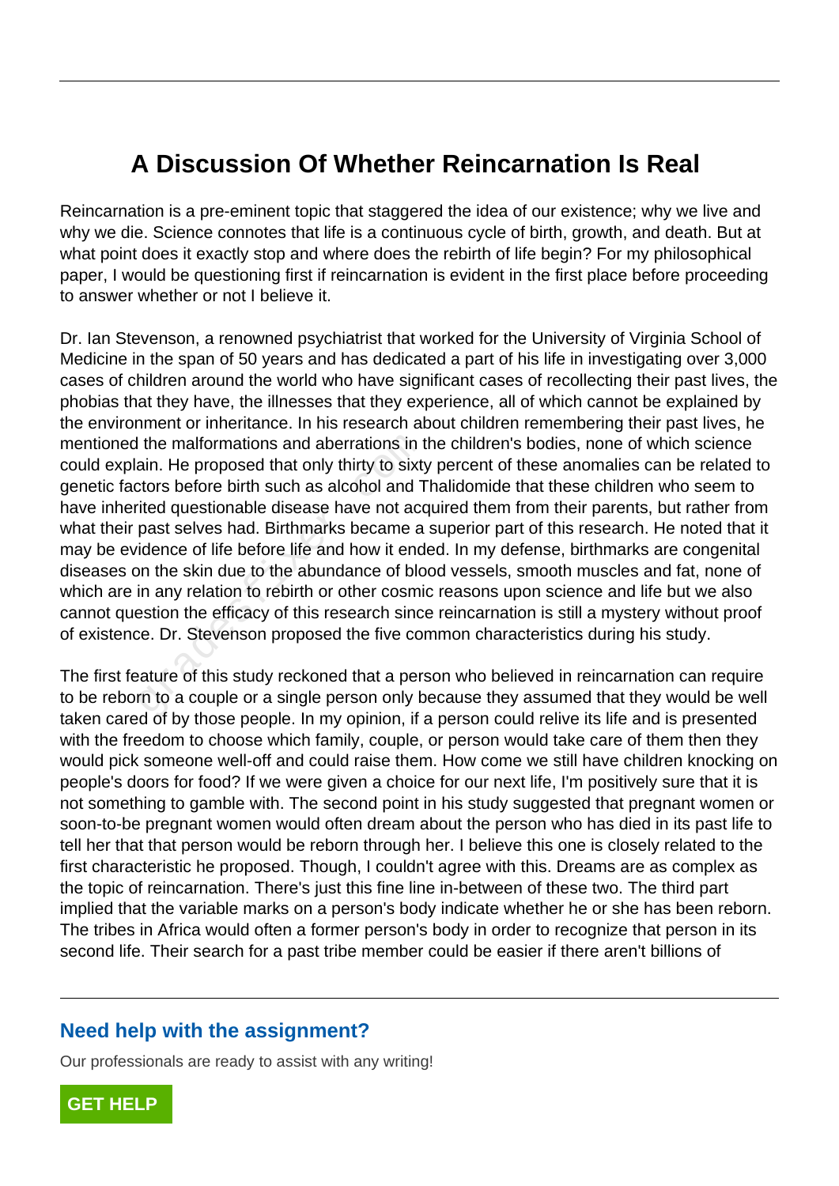# A Discussion Of Whether Reincarnation Is Real

Reincarnation is a pre-eminent topic that staggered the idea of our existence; why we live and why we die. Science connotes that life is a continuous cycle of birth, growth, and death. But at what point does it exactly stop and where does the rebirth of life begin? For my philosophical paper, I would be questioning first if reincarnation is evident in the first place before proceeding to answer whether or not I believe it.

Dr. Ian Stevenson, a renowned psychiatrist that worked for the University of Virginia School of Medicine in the span of 50 years and has dedicated a part of his life in investigating over 3,000 cases of children around the world who have significant cases of recollecting their past lives, the phobias that they have, the illnesses that they experience, all of which cannot be explained by the environment or inheritance. In his research about children remembering their past lives, he mentioned the malformations and aberrations in the children's bodies, none of which science could explain. He proposed that only thirty to sixty percent of these anomalies can be related to genetic factors before birth such as alcohol and Thalidomide that these children who seem to have inherited questionable disease have not acquired them from their parents, but rather from what their past selves had. Birthmarks became a superior part of this research. He noted that it may be evidence of life before life and how it ended. In my defense, birthmarks are congenital diseases on the skin due to the abundance of blood vessels, smooth muscles and fat, none of which are in any relation to rebirth or other cosmic reasons upon science and life but we also cannot question the efficacy of this research since reincarnation is still a mystery without proof of existence. Dr. Stevenson proposed the five common characteristics during his study.

The first feature of this study reckoned that a person who believed in reincarnation can require to be reborn to a couple or a single person only because they assumed that they would be well taken cared of by those people. In my opinion, if a person could relive its life and is presented with the freedom to choose which family, couple, or person would take care of them then they would pick someone well-off and could raise them. How come we still have children knocking on people's doors for food? If we were given a choice for our next life, I'm positively sure that it is not something to gamble with. The second point in his study suggested that pregnant women or soon-to-be pregnant women would often dream about the person who has died in its past life to tell her that that person would be reborn through her. I believe this one is closely related to the first characteristic he proposed. Though, I couldn't agree with this. Dreams are as complex as the topic of reincarnation. There's just this fine line in-between of these two. The third part implied that the variable marks on a person's body indicate whether he or she has been reborn. The tribes in Africa would often a former person's body in order to recognize that person in its second life. Their search for a past tribe member could be easier if there aren't billions of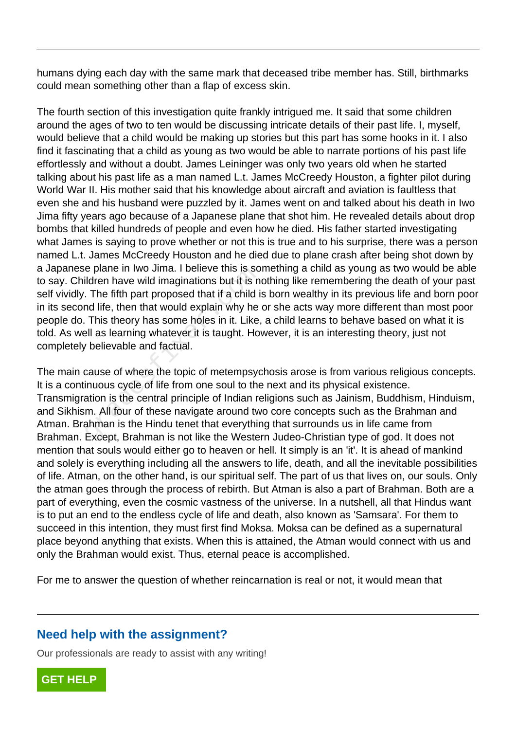humans dying each day with the same mark that deceased tribe member has. Still, birthmarks could mean something other than a flap of excess skin.

The fourth section of this investigation quite frankly intrigued me. It said that some children around the ages of two to ten would be discussing intricate details of their past life. I, myself, would believe that a child would be making up stories but this part has some hooks in it. I also find it fascinating that a child as young as two would be able to narrate portions of his past life effortlessly and without a doubt. James Leininger was only two years old when he started talking about his past life as a man named L.t. James McCreedy Houston, a fighter pilot during World War II. His mother said that his knowledge about aircraft and aviation is faultless that even she and his husband were puzzled by it. James went on and talked about his death in Iwo Jima fifty years ago because of a Japanese plane that shot him. He revealed details about drop bombs that killed hundreds of people and even how he died. His father started investigating what James is saying to prove whether or not this is true and to his surprise, there was a person named L.t. James McCreedy Houston and he died due to plane crash after being shot down by a Japanese plane in Iwo Jima. I believe this is something a child as young as two would be able to say. Children have wild imaginations but it is nothing like remembering the death of your past self vividly. The fifth part proposed that if a child is born wealthy in its previous life and born poor in its second life, then that would explain why he or she acts way more different than most poor people do. This theory has some holes in it. Like, a child learns to behave based on what it is told. As well as learning whatever it is taught. However, it is an interesting theory, just not completely believable and factual.

The main cause of where the topic of metempsychosis arose is from various religious concepts. It is a continuous cycle of life from one soul to the next and its physical existence. Transmigration is the central principle of Indian religions such as Jainism, Buddhism, Hinduism, and Sikhism. All four of these navigate around two core concepts such as the Brahman and Atman. Brahman is the Hindu tenet that everything that surrounds us in life came from Brahman. Except, Brahman is not like the Western Judeo-Christian type of god. It does not mention that souls would either go to heaven or hell. It simply is an 'it'. It is ahead of mankind and solely is everything including all the answers to life, death, and all the inevitable possibilities of life. Atman, on the other hand, is our spiritual self. The part of us that lives on, our souls. Only the atman goes through the process of rebirth. But Atman is also a part of Brahman. Both are a part of everything, even the cosmic vastness of the universe. In a nutshell, all that Hindus want is to put an end to the endless cycle of life and death, also known as 'Samsara'. For them to succeed in this intention, they must first find Moksa. Moksa can be defined as a supernatural place beyond anything that exists. When this is attained, the Atman would connect with us and only the Brahman would exist. Thus, eternal peace is accomplished.

For me to answer the question of whether reincarnation is real or not, it would mean that

## Need help with the assignment?

Our professionals are ready to assist with any writing!

GET HELP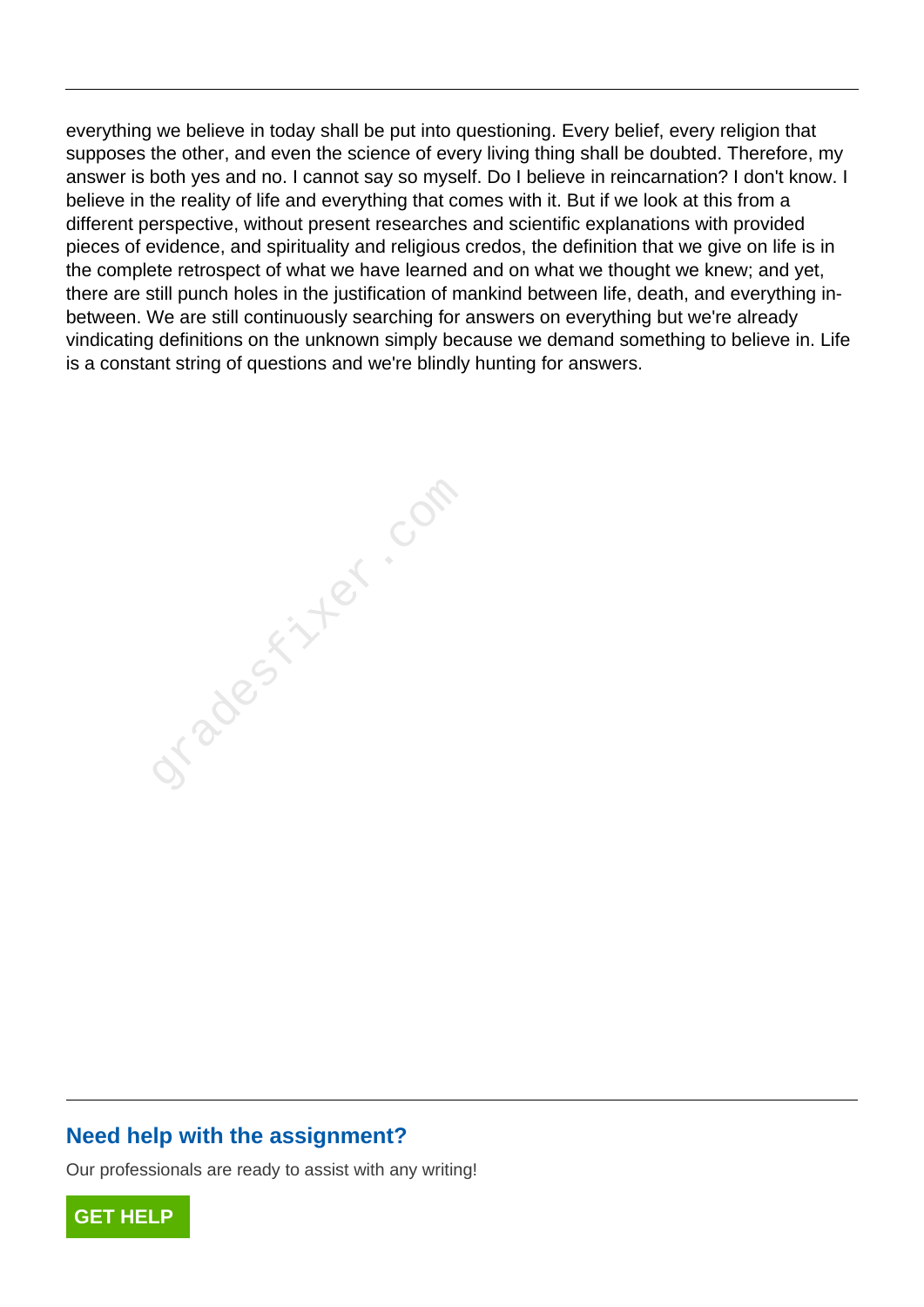everything we believe in today shall be put into questioning. Every belief, every religion that supposes the other, and even the science of every living thing shall be doubted. Therefore, my answer is both yes and no. I cannot say so myself. Do I believe in reincarnation? I don't know. I believe in the reality of life and everything that comes with it. But if we look at this from a different perspective, without present researches and scientific explanations with provided pieces of evidence, and spirituality and religious credos, the definition that we give on life is in the complete retrospect of what we have learned and on what we thought we knew; and yet, there are still punch holes in the justification of mankind between life, death, and everything in-between. We are still continuously searching for answers on everything but we're already vindicating definitions on the unknown simply because we demand something to believe in. Life is a constant string of questions and we're blindly hunting for answers.